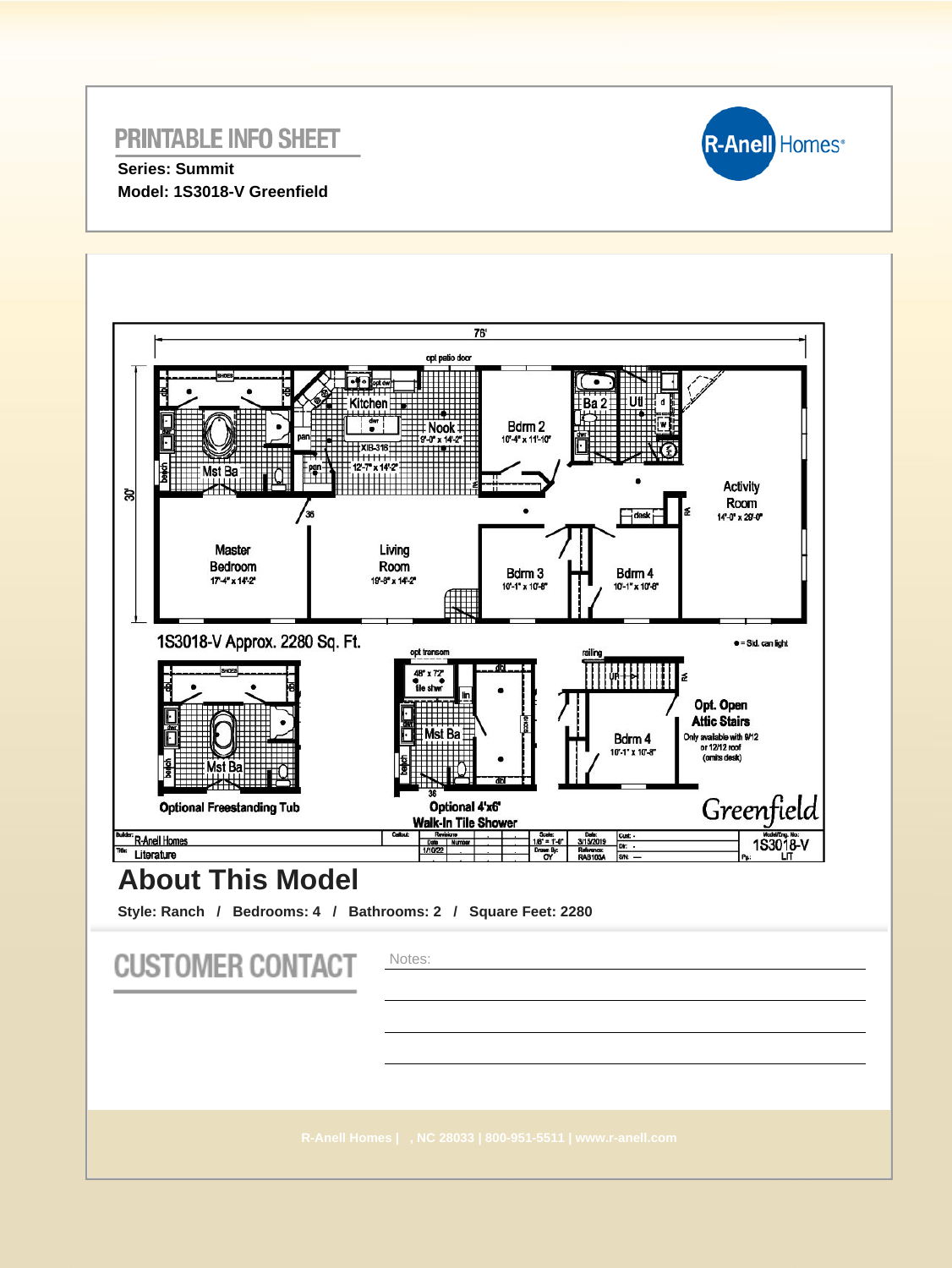# PRINTABLE INFO SHEET

**Series: Summit**

**Model: 1S3018-V Greenfield**

R-Anell Homes®

76'

opt patio door

30'

Kitchen

Nook
9'-0" x 14'-2"

XIB-318
12'-7" x 14'-2"

Mst Ba

Ba 2

Util

Bdrm 2
10'-4" x 11'-10"

Activity Room
14'-0" x 29'-0"

Master Bedroom
17'-4" x 14'-2"

Living Room
19'-6" x 14'-2"

Bdrm 3
10'-1" x 10'-6"

Bdrm 4
10'-1" x 10'-6"

1S3018-V Approx. 2280 Sq. Ft.

● = Std. can light

Optional Freestanding Tub

Optional 4'x6" Walk-In Tile Shower

Opt. Open Attic Stairs
Only available with 9/12 or 12/12 roof (omits desk)

Greenfield

Builder: R-Anell Homes
Title: Literature
Scale: 1/8" = 1'-0"
Date: 3/15/2019
Drawn By: CY
Reference: RA3103A
Revisions: 1/10/22
Model/Eng. No: 1S3018-V
LIT

## About This Model

**Style: Ranch / Bedrooms: 4 / Bathrooms: 2 / Square Feet: 2280**

## CUSTOMER CONTACT

Notes:

R-Anell Homes | , NC 28033 | 800-951-5511 | www.r-anell.com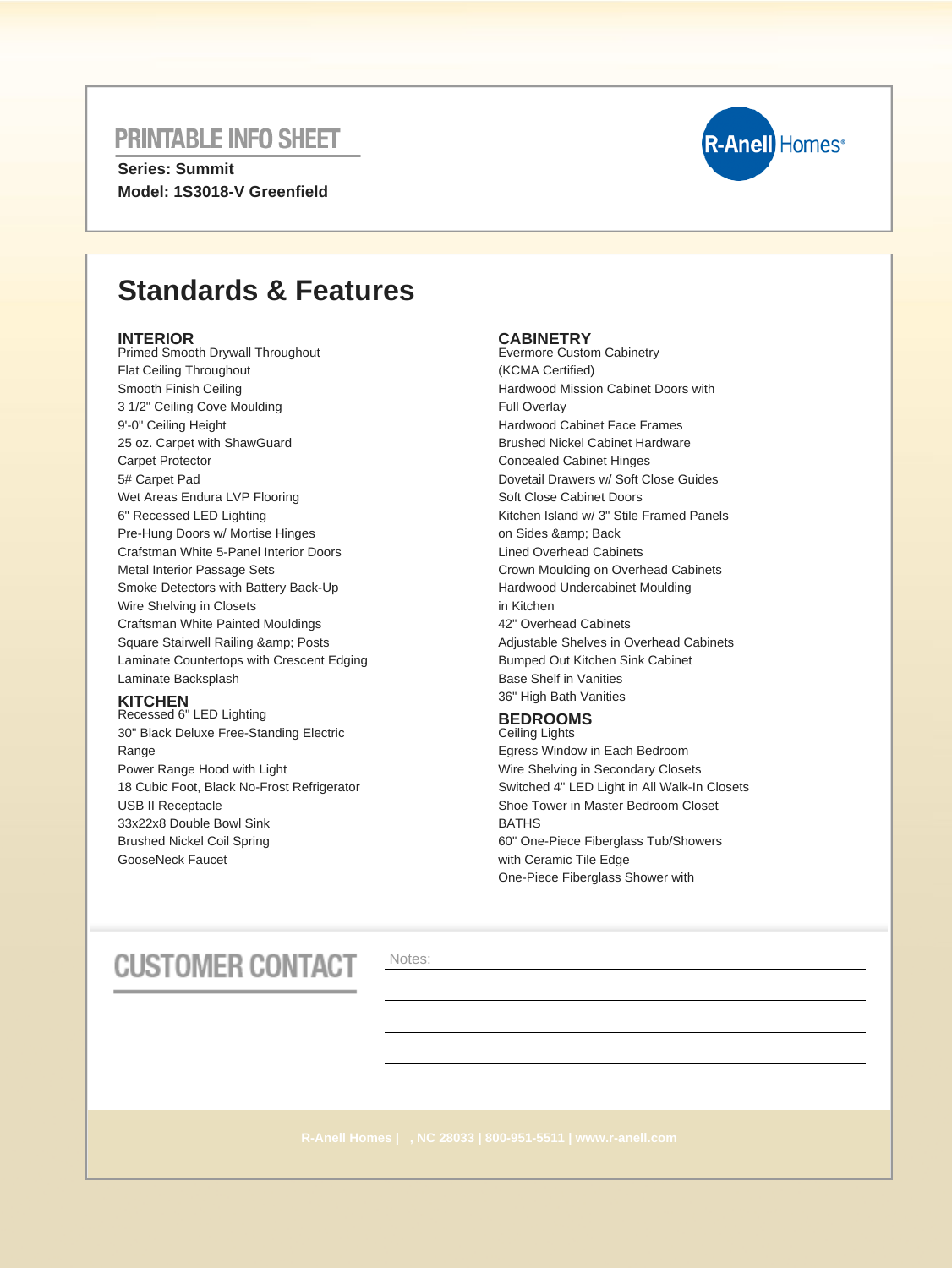# PRINTABLE INFO SHEET

**Series: Summit**
**Model: 1S3018-V Greenfield**

R-Anell Homes®

## Standards & Features

### INTERIOR

Primed Smooth Drywall Throughout
Flat Ceiling Throughout
Smooth Finish Ceiling
3 1/2" Ceiling Cove Moulding
9'-0" Ceiling Height
25 oz. Carpet with ShawGuard
Carpet Protector
5# Carpet Pad
Wet Areas Endura LVP Flooring
6" Recessed LED Lighting
Pre-Hung Doors w/ Mortise Hinges
Craftsman White 5-Panel Interior Doors
Metal Interior Passage Sets
Smoke Detectors with Battery Back-Up
Wire Shelving in Closets
Craftsman White Painted Mouldings
Square Stairwell Railing &amp; Posts
Laminate Countertops with Crescent Edging
Laminate Backsplash

### KITCHEN

Recessed 6" LED Lighting
30" Black Deluxe Free-Standing Electric Range
Power Range Hood with Light
18 Cubic Foot, Black No-Frost Refrigerator
USB II Receptacle
33x22x8 Double Bowl Sink
Brushed Nickel Coil Spring
GooseNeck Faucet

### CABINETRY

Evermore Custom Cabinetry
(KCMA Certified)
Hardwood Mission Cabinet Doors with Full Overlay
Hardwood Cabinet Face Frames
Brushed Nickel Cabinet Hardware
Concealed Cabinet Hinges
Dovetail Drawers w/ Soft Close Guides
Soft Close Cabinet Doors
Kitchen Island w/ 3" Stile Framed Panels on Sides &amp; Back
Lined Overhead Cabinets
Crown Moulding on Overhead Cabinets
Hardwood Undercabinet Moulding in Kitchen
42" Overhead Cabinets
Adjustable Shelves in Overhead Cabinets
Bumped Out Kitchen Sink Cabinet
Base Shelf in Vanities
36" High Bath Vanities

### BEDROOMS

Ceiling Lights
Egress Window in Each Bedroom
Wire Shelving in Secondary Closets
Switched 4" LED Light in All Walk-In Closets
Shoe Tower in Master Bedroom Closet
BATHS
60" One-Piece Fiberglass Tub/Showers with Ceramic Tile Edge
One-Piece Fiberglass Shower with

# CUSTOMER CONTACT

Notes:

R-Anell Homes | , NC 28033 | 800-951-5511 | www.r-anell.com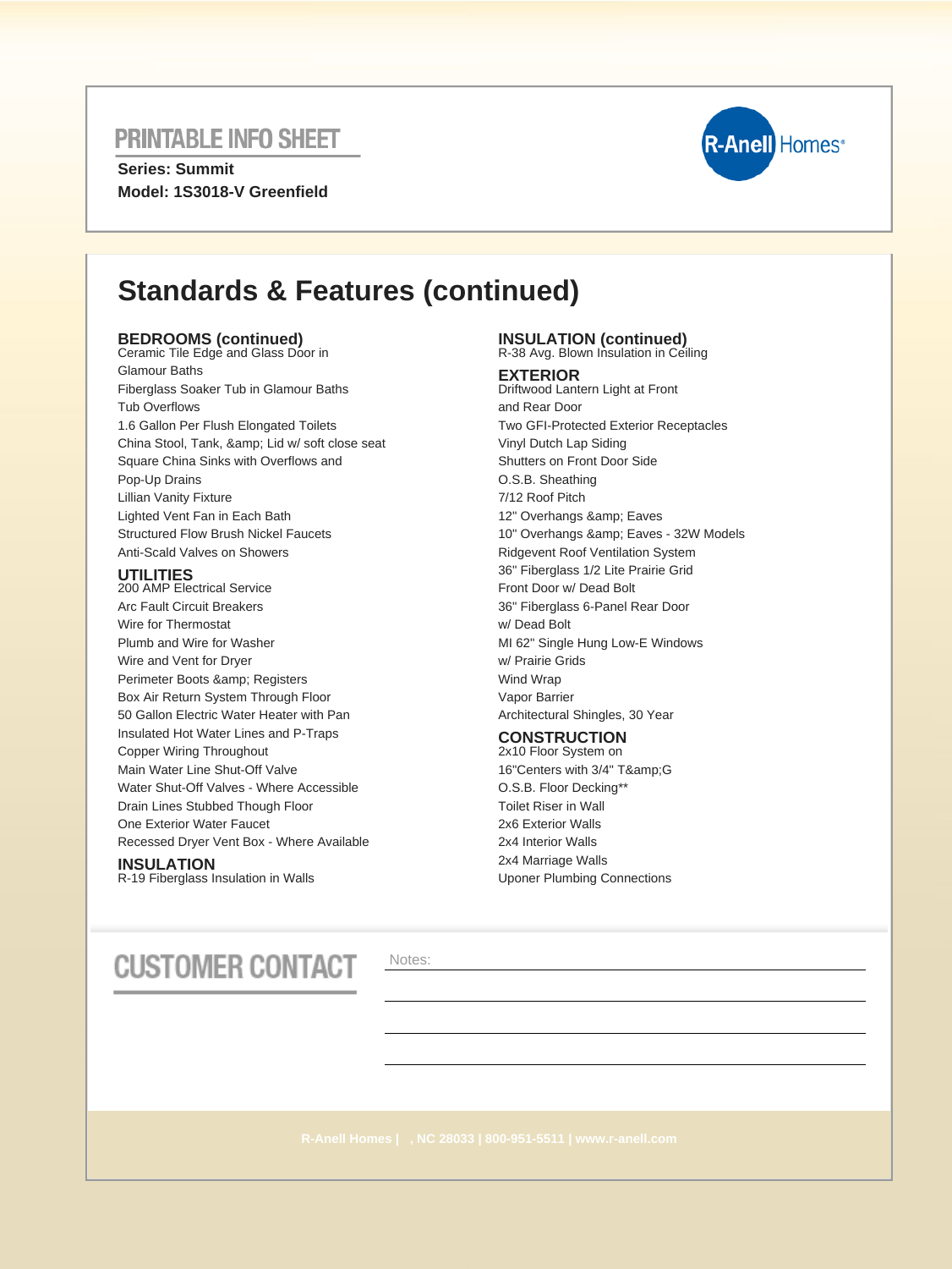PRINTABLE INFO SHEET

**Series: Summit**

**Model: 1S3018-V Greenfield**

R-Anell Homes®

# Standards & Features (continued)

### BEDROOMS (continued)

Ceramic Tile Edge and Glass Door in Glamour Baths
Fiberglass Soaker Tub in Glamour Baths
Tub Overflows
1.6 Gallon Per Flush Elongated Toilets
China Stool, Tank, &amp; Lid w/ soft close seat
Square China Sinks with Overflows and Pop-Up Drains
Lillian Vanity Fixture
Lighted Vent Fan in Each Bath
Structured Flow Brush Nickel Faucets
Anti-Scald Valves on Showers

### UTILITIES

200 AMP Electrical Service
Arc Fault Circuit Breakers
Wire for Thermostat
Plumb and Wire for Washer
Wire and Vent for Dryer
Perimeter Boots &amp; Registers
Box Air Return System Through Floor
50 Gallon Electric Water Heater with Pan
Insulated Hot Water Lines and P-Traps
Copper Wiring Throughout
Main Water Line Shut-Off Valve
Water Shut-Off Valves - Where Accessible
Drain Lines Stubbed Though Floor
One Exterior Water Faucet
Recessed Dryer Vent Box - Where Available

### INSULATION

R-19 Fiberglass Insulation in Walls

### INSULATION (continued)

R-38 Avg. Blown Insulation in Ceiling

### EXTERIOR

Driftwood Lantern Light at Front and Rear Door
Two GFI-Protected Exterior Receptacles
Vinyl Dutch Lap Siding
Shutters on Front Door Side
O.S.B. Sheathing
7/12 Roof Pitch
12" Overhangs &amp; Eaves
10" Overhangs &amp; Eaves - 32W Models
Ridgevent Roof Ventilation System
36" Fiberglass 1/2 Lite Prairie Grid Front Door w/ Dead Bolt
36" Fiberglass 6-Panel Rear Door w/ Dead Bolt
MI 62" Single Hung Low-E Windows w/ Prairie Grids
Wind Wrap
Vapor Barrier
Architectural Shingles, 30 Year

### CONSTRUCTION

2x10 Floor System on 16"Centers with 3/4" T&amp;G O.S.B. Floor Decking**
Toilet Riser in Wall
2x6 Exterior Walls
2x4 Interior Walls
2x4 Marriage Walls
Uponer Plumbing Connections

## CUSTOMER CONTACT

Notes:

R-Anell Homes | , NC 28033 | 800-951-5511 | www.r-anell.com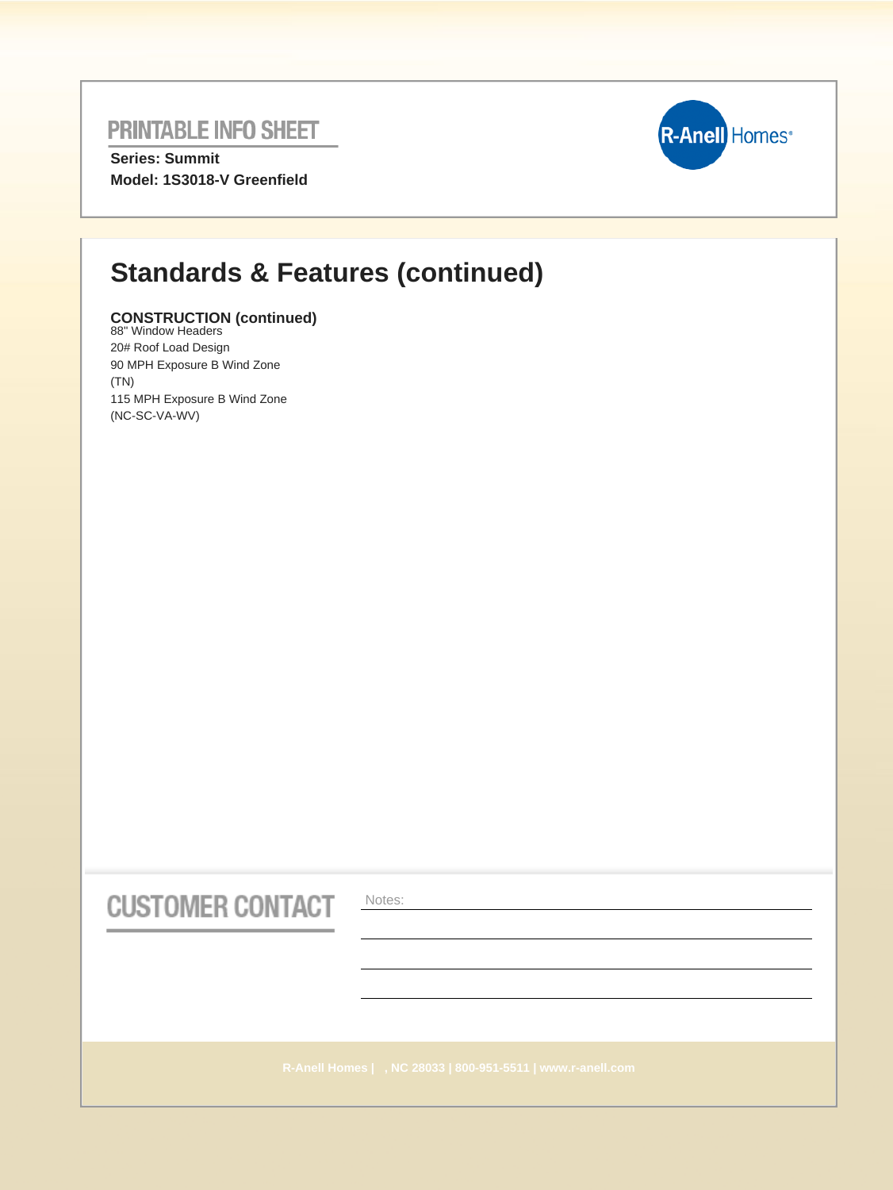PRINTABLE INFO SHEET

**Series: Summit**

**Model: 1S3018-V Greenfield**

R-Anell Homes®

# Standards & Features (continued)

### CONSTRUCTION (continued)

88" Window Headers
20# Roof Load Design
90 MPH Exposure B Wind Zone (TN)
115 MPH Exposure B Wind Zone (NC-SC-VA-WV)

## CUSTOMER CONTACT

Notes:

R-Anell Homes | , NC 28033 | 800-951-5511 | www.r-anell.com